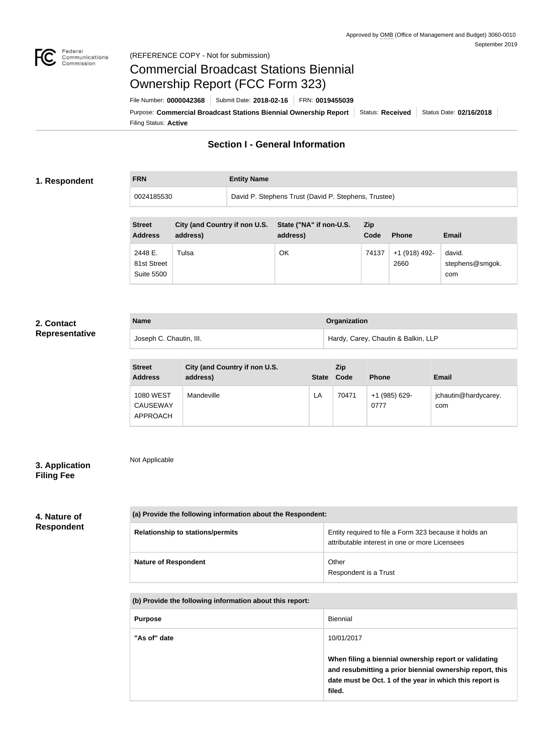Approved by OMB (Office of Management and Budget) 3060-0010
September 2019

(REFERENCE COPY - Not for submission)

# Commercial Broadcast Stations Biennial Ownership Report (FCC Form 323)

File Number: **0000042368** | Submit Date: **2018-02-16** | FRN: **0019455039**

Purpose: **Commercial Broadcast Stations Biennial Ownership Report** | Status: **Received** | Status Date: **02/16/2018**

Filing Status: **Active**

## Section I - General Information

### 1. Respondent

| FRN | Entity Name |
| --- | --- |
| 0024185530 | David P. Stephens Trust (David P. Stephens, Trustee) |

| Street Address | City (and Country if non U.S. address) | State ("NA" if non-U.S. address) | Zip Code | Phone | Email |
| --- | --- | --- | --- | --- | --- |
| 2448 E. 81st Street Suite 5500 | Tulsa | OK | 74137 | +1 (918) 492-2660 | david.stephens@smgok.com |

### 2. Contact Representative

| Name | Organization |
| --- | --- |
| Joseph C. Chautin, III. | Hardy, Carey, Chautin & Balkin, LLP |

| Street Address | City (and Country if non U.S. address) | State | Zip Code | Phone | Email |
| --- | --- | --- | --- | --- | --- |
| 1080 WEST CAUSEWAY APPROACH | Mandeville | LA | 70471 | +1 (985) 629-0777 | jchautin@hardycarey.com |

### 3. Application Filing Fee

Not Applicable

### 4. Nature of Respondent

| (a) Provide the following information about the Respondent: | |
| --- | --- |
| Relationship to stations/permits | Entity required to file a Form 323 because it holds an attributable interest in one or more Licensees |
| Nature of Respondent | Other<br>Respondent is a Trust |

| (b) Provide the following information about this report: | |
| --- | --- |
| Purpose | Biennial |
| "As of" date | 10/01/2017<br>**When filing a biennial ownership report or validating and resubmitting a prior biennial ownership report, this date must be Oct. 1 of the year in which this report is filed.** |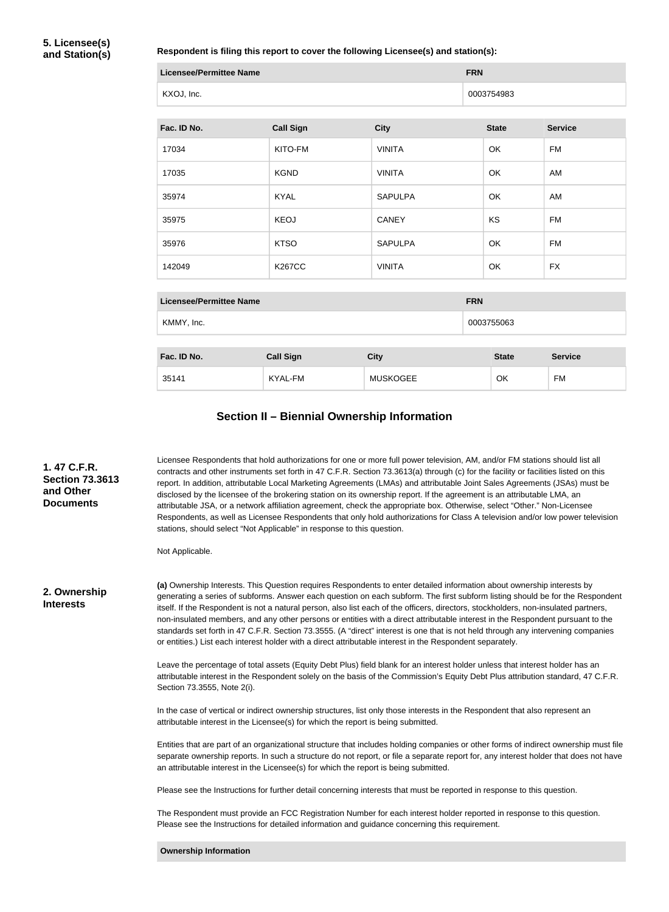**5. Licensee(s) and Station(s)**

**Respondent is filing this report to cover the following Licensee(s) and station(s):**

| Licensee/Permittee Name | FRN |
|---|---|
| KXOJ, Inc. | 0003754983 |

| Fac. ID No. | Call Sign | City | State | Service |
|---|---|---|---|---|
| 17034 | KITO-FM | VINITA | OK | FM |
| 17035 | KGND | VINITA | OK | AM |
| 35974 | KYAL | SAPULPA | OK | AM |
| 35975 | KEOJ | CANEY | KS | FM |
| 35976 | KTSO | SAPULPA | OK | FM |
| 142049 | K267CC | VINITA | OK | FX |

| Licensee/Permittee Name | FRN |
|---|---|
| KMMY, Inc. | 0003755063 |

| Fac. ID No. | Call Sign | City | State | Service |
|---|---|---|---|---|
| 35141 | KYAL-FM | MUSKOGEE | OK | FM |

## Section II – Biennial Ownership Information

**1. 47 C.F.R. Section 73.3613 and Other Documents**

Licensee Respondents that hold authorizations for one or more full power television, AM, and/or FM stations should list all contracts and other instruments set forth in 47 C.F.R. Section 73.3613(a) through (c) for the facility or facilities listed on this report. In addition, attributable Local Marketing Agreements (LMAs) and attributable Joint Sales Agreements (JSAs) must be disclosed by the licensee of the brokering station on its ownership report. If the agreement is an attributable LMA, an attributable JSA, or a network affiliation agreement, check the appropriate box. Otherwise, select "Other." Non-Licensee Respondents, as well as Licensee Respondents that only hold authorizations for Class A television and/or low power television stations, should select "Not Applicable" in response to this question.

Not Applicable.

**2. Ownership Interests**

**(a)** Ownership Interests. This Question requires Respondents to enter detailed information about ownership interests by generating a series of subforms. Answer each question on each subform. The first subform listing should be for the Respondent itself. If the Respondent is not a natural person, also list each of the officers, directors, stockholders, non-insulated partners, non-insulated members, and any other persons or entities with a direct attributable interest in the Respondent pursuant to the standards set forth in 47 C.F.R. Section 73.3555. (A "direct" interest is one that is not held through any intervening companies or entities.) List each interest holder with a direct attributable interest in the Respondent separately.

Leave the percentage of total assets (Equity Debt Plus) field blank for an interest holder unless that interest holder has an attributable interest in the Respondent solely on the basis of the Commission's Equity Debt Plus attribution standard, 47 C.F.R. Section 73.3555, Note 2(i).

In the case of vertical or indirect ownership structures, list only those interests in the Respondent that also represent an attributable interest in the Licensee(s) for which the report is being submitted.

Entities that are part of an organizational structure that includes holding companies or other forms of indirect ownership must file separate ownership reports. In such a structure do not report, or file a separate report for, any interest holder that does not have an attributable interest in the Licensee(s) for which the report is being submitted.

Please see the Instructions for further detail concerning interests that must be reported in response to this question.

The Respondent must provide an FCC Registration Number for each interest holder reported in response to this question. Please see the Instructions for detailed information and guidance concerning this requirement.

**Ownership Information**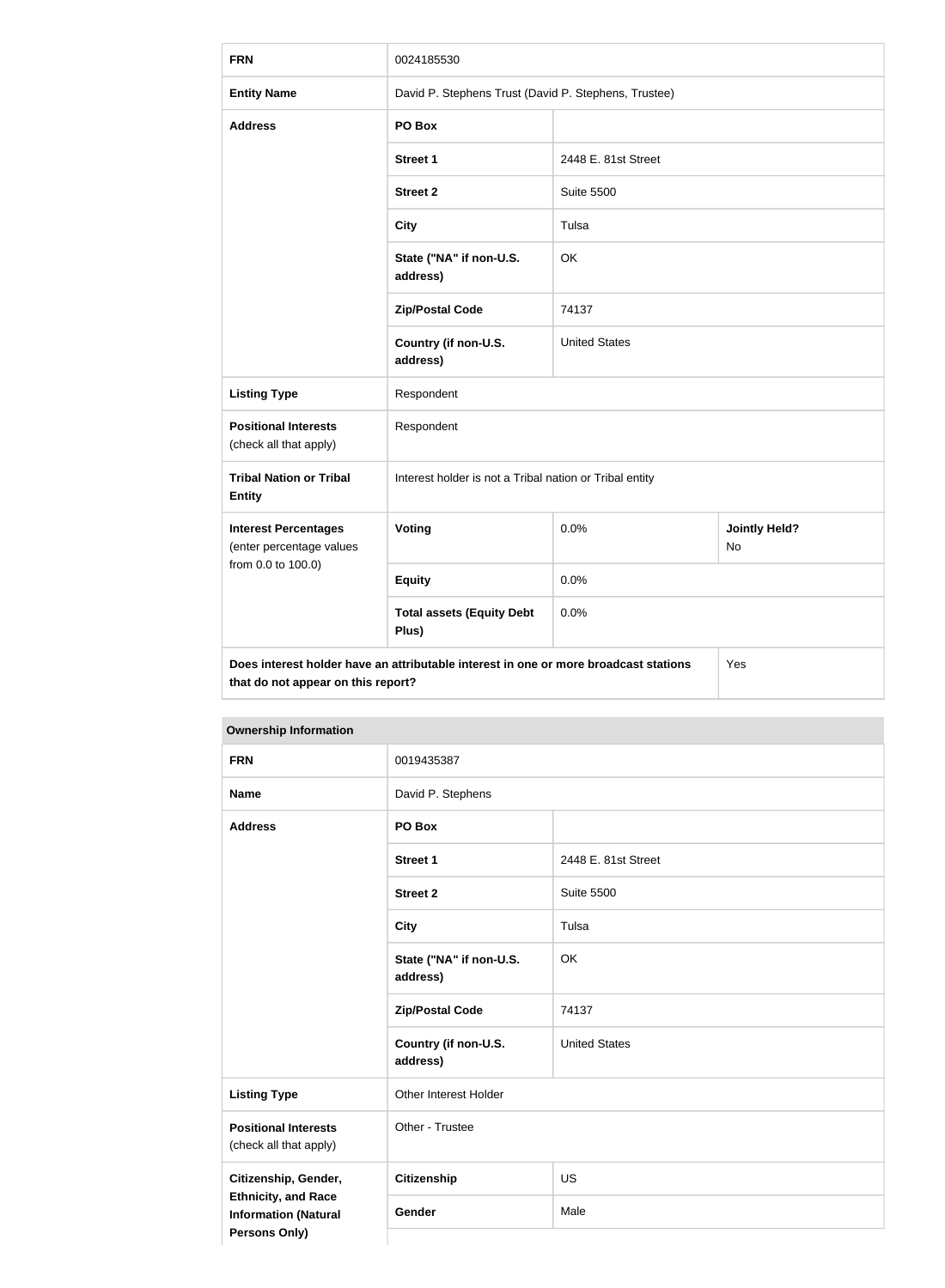| FRN | 0024185530 | | |
|---|---|---|---|
| **Entity Name** | David P. Stephens Trust (David P. Stephens, Trustee) | | |
| **Address** | **PO Box** | | |
| | **Street 1** | 2448 E. 81st Street | |
| | **Street 2** | Suite 5500 | |
| | **City** | Tulsa | |
| | **State ("NA" if non-U.S. address)** | OK | |
| | **Zip/Postal Code** | 74137 | |
| | **Country (if non-U.S. address)** | United States | |
| **Listing Type** | Respondent | | |
| **Positional Interests** (check all that apply) | Respondent | | |
| **Tribal Nation or Tribal Entity** | Interest holder is not a Tribal nation or Tribal entity | | |
| **Interest Percentages** (enter percentage values from 0.0 to 100.0) | **Voting** | 0.0% | **Jointly Held?** No |
| | **Equity** | 0.0% | |
| | **Total assets (Equity Debt Plus)** | 0.0% | |
| **Does interest holder have an attributable interest in one or more broadcast stations that do not appear on this report?** | | | Yes |

**Ownership Information**

| FRN | 0019435387 | |
|---|---|---|
| **Name** | David P. Stephens | |
| **Address** | **PO Box** | |
| | **Street 1** | 2448 E. 81st Street |
| | **Street 2** | Suite 5500 |
| | **City** | Tulsa |
| | **State ("NA" if non-U.S. address)** | OK |
| | **Zip/Postal Code** | 74137 |
| | **Country (if non-U.S. address)** | United States |
| **Listing Type** | Other Interest Holder | |
| **Positional Interests** (check all that apply) | Other - Trustee | |
| **Citizenship, Gender, Ethnicity, and Race Information (Natural Persons Only)** | **Citizenship** | US |
| | **Gender** | Male |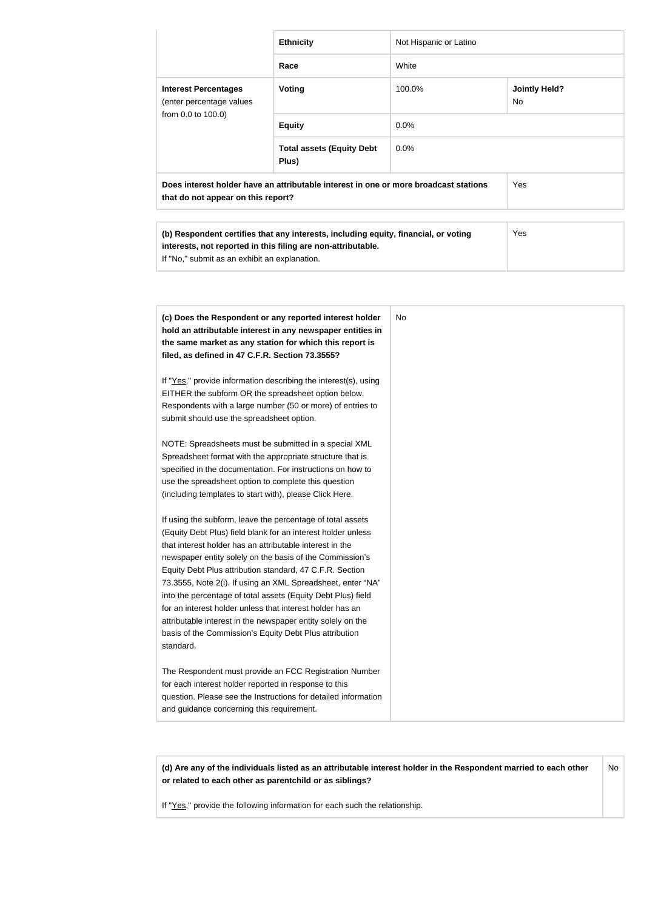| | | | |
|---|---|---|---|
| | **Ethnicity** | Not Hispanic or Latino | |
| | **Race** | White | |
| **Interest Percentages** (enter percentage values from 0.0 to 100.0) | **Voting** | 100.0% | **Jointly Held?** No |
| | **Equity** | 0.0% | |
| | **Total assets (Equity Debt Plus)** | 0.0% | |
| **Does interest holder have an attributable interest in one or more broadcast stations that do not appear on this report?** | | | Yes |

| | |
|---|---|
| **(b) Respondent certifies that any interests, including equity, financial, or voting interests, not reported in this filing are non-attributable.** If "No," submit as an exhibit an explanation. | Yes |

| | |
|---|---|
| **(c) Does the Respondent or any reported interest holder hold an attributable interest in any newspaper entities in the same market as any station for which this report is filed, as defined in 47 C.F.R. Section 73.3555?**<br><br>If "Yes," provide information describing the interest(s), using EITHER the subform OR the spreadsheet option below. Respondents with a large number (50 or more) of entries to submit should use the spreadsheet option.<br><br>NOTE: Spreadsheets must be submitted in a special XML Spreadsheet format with the appropriate structure that is specified in the documentation. For instructions on how to use the spreadsheet option to complete this question (including templates to start with), please Click Here.<br><br>If using the subform, leave the percentage of total assets (Equity Debt Plus) field blank for an interest holder unless that interest holder has an attributable interest in the newspaper entity solely on the basis of the Commission's Equity Debt Plus attribution standard, 47 C.F.R. Section 73.3555, Note 2(i). If using an XML Spreadsheet, enter "NA" into the percentage of total assets (Equity Debt Plus) field for an interest holder unless that interest holder has an attributable interest in the newspaper entity solely on the basis of the Commission's Equity Debt Plus attribution standard.<br><br>The Respondent must provide an FCC Registration Number for each interest holder reported in response to this question. Please see the Instructions for detailed information and guidance concerning this requirement. | No |

| | |
|---|---|
| **(d) Are any of the individuals listed as an attributable interest holder in the Respondent married to each other or related to each other as parentchild or as siblings?**<br><br>If "Yes," provide the following information for each such the relationship. | No |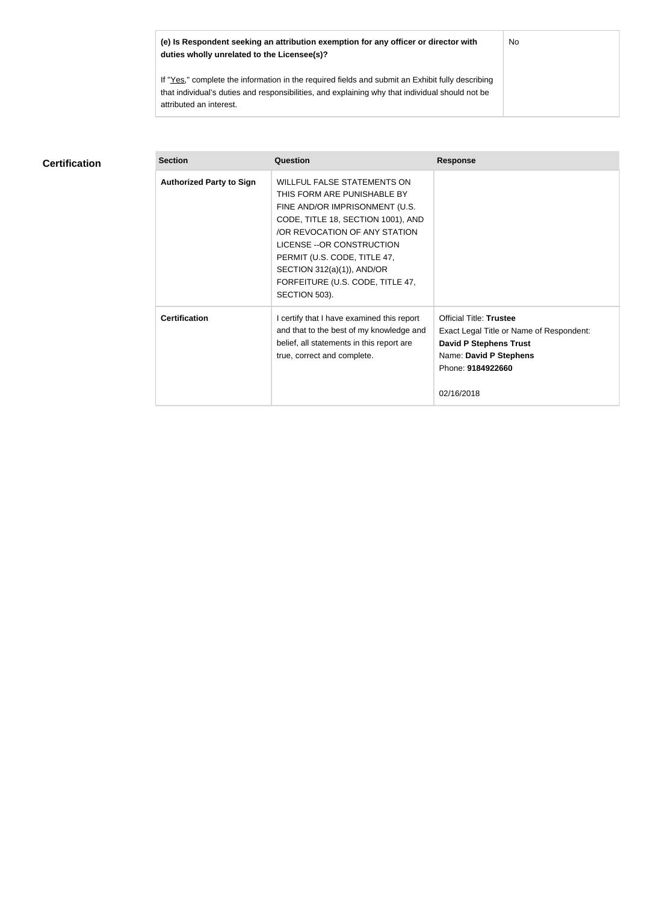| | |
|---|---|
| **(e) Is Respondent seeking an attribution exemption for any officer or director with duties wholly unrelated to the Licensee(s)?**<br><br>If "Yes," complete the information in the required fields and submit an Exhibit fully describing that individual's duties and responsibilities, and explaining why that individual should not be attributed an interest. | No |

## Certification

| Section | Question | Response |
|---|---|---|
| **Authorized Party to Sign** | WILLFUL FALSE STATEMENTS ON THIS FORM ARE PUNISHABLE BY FINE AND/OR IMPRISONMENT (U.S. CODE, TITLE 18, SECTION 1001), AND /OR REVOCATION OF ANY STATION LICENSE --OR CONSTRUCTION PERMIT (U.S. CODE, TITLE 47, SECTION 312(a)(1)), AND/OR FORFEITURE (U.S. CODE, TITLE 47, SECTION 503). | |
| **Certification** | I certify that I have examined this report and that to the best of my knowledge and belief, all statements in this report are true, correct and complete. | Official Title: **Trustee**<br>Exact Legal Title or Name of Respondent: **David P Stephens Trust**<br>Name: **David P Stephens**<br>Phone: **9184922660**<br><br>02/16/2018 |